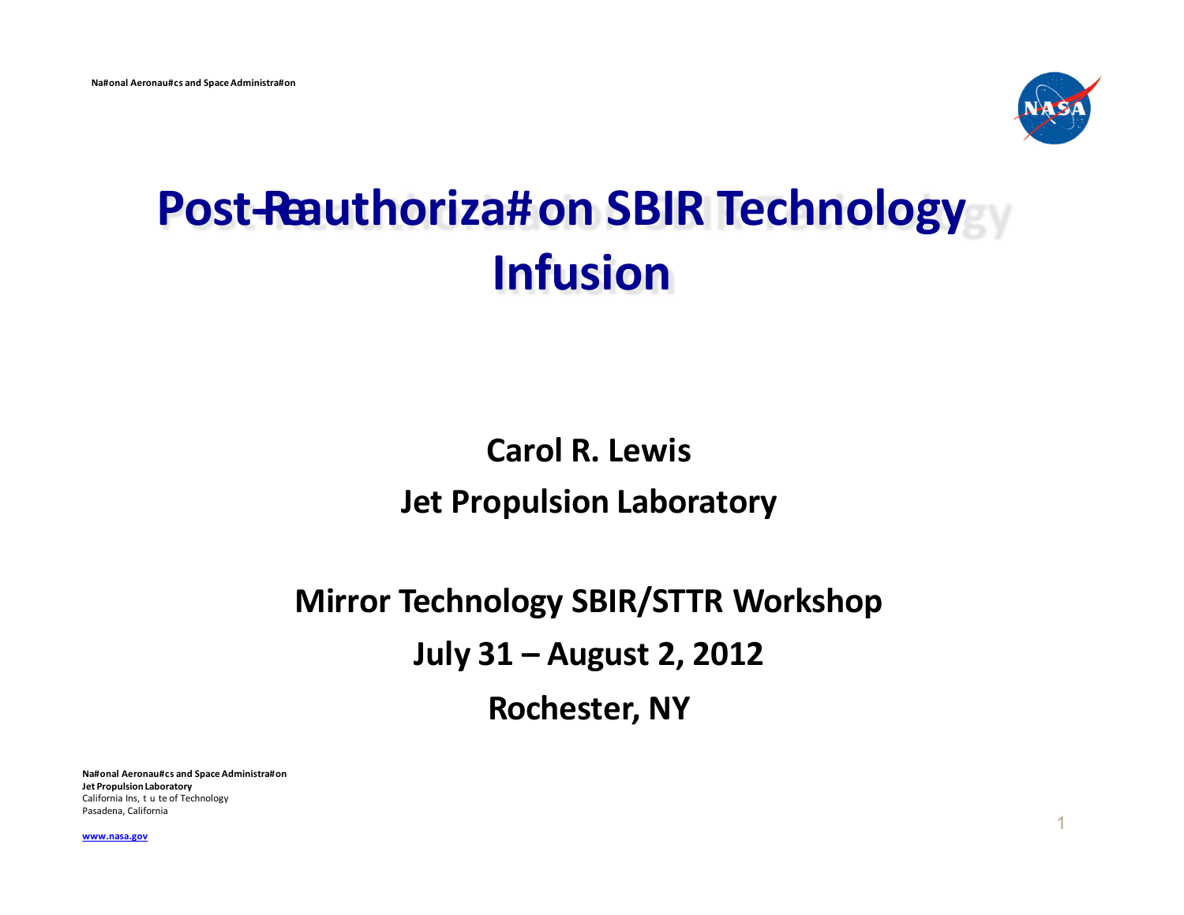# Post-Reauthorization SBIR Technology Infusion

**Carol R. Lewis**

**Jet Propulsion Laboratory**

**Mirror Technology SBIR/STTR Workshop**

**July 31 – August 2, 2012**

**Rochester, NY**

**National Aeronautics and Space Administration**
**Jet Propulsion Laboratory**
California Institute of Technology
Pasadena, California

www.nasa.gov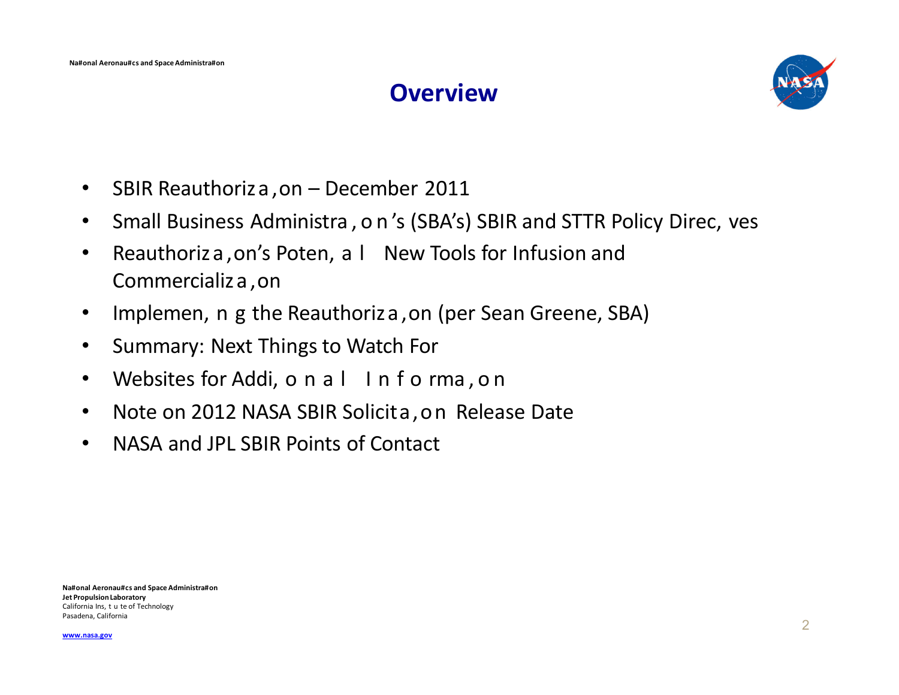# Overview

- SBIR Reauthoriza,on – December 2011
- Small Business Administra,on's (SBA's) SBIR and STTR Policy Direc,ves
- Reauthoriza,on's Poten,al New Tools for Infusion and Commercializa,on
- Implemen,ng the Reauthoriza,on (per Sean Greene, SBA)
- Summary: Next Things to Watch For
- Websites for Addi,onal Informa,on
- Note on 2012 NASA SBIR Solicita,on Release Date
- NASA and JPL SBIR Points of Contact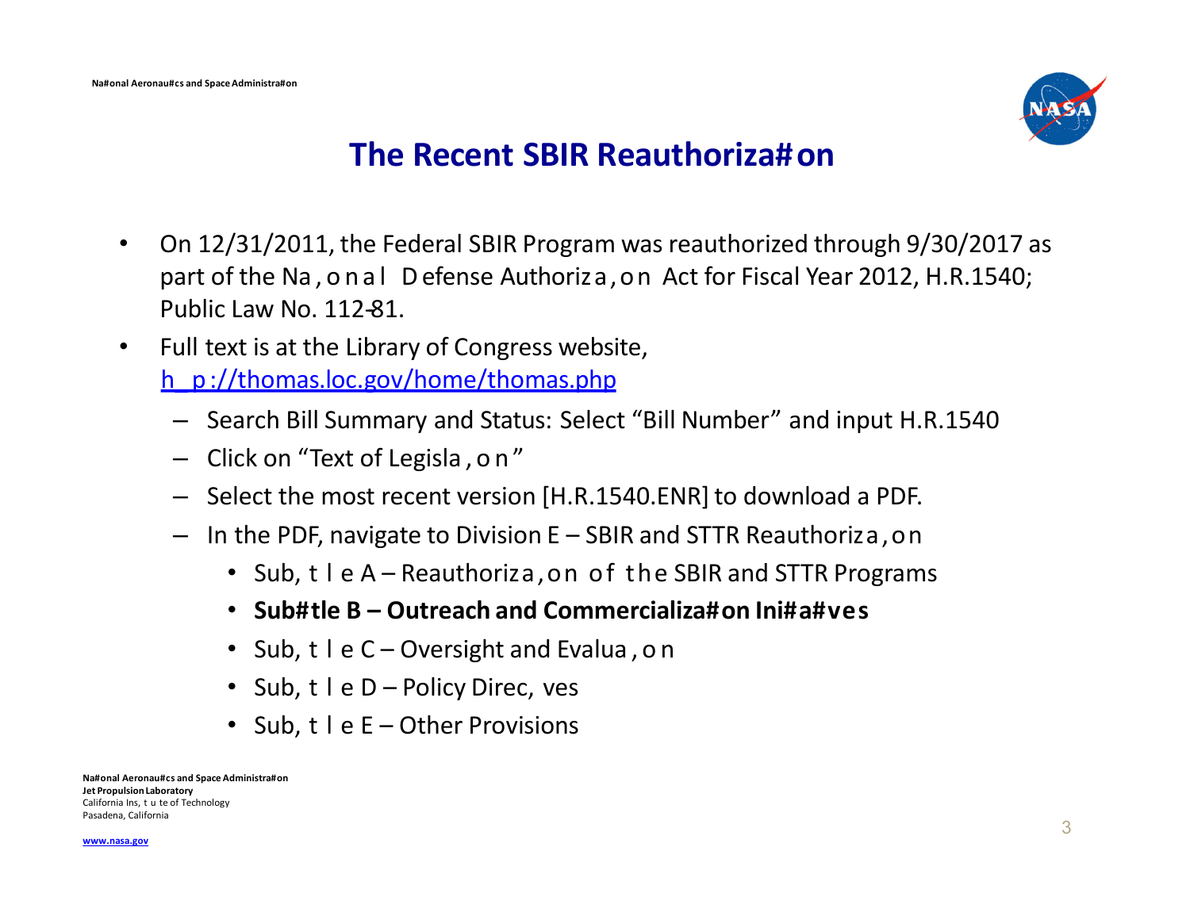## The Recent SBIR Reauthorization

- On 12/31/2011, the Federal SBIR Program was reauthorized through 9/30/2017 as part of the National Defense Authorization Act for Fiscal Year 2012, H.R.1540; Public Law No. 112-81.
- Full text is at the Library of Congress website, [http://thomas.loc.gov/home/thomas.php](http://thomas.loc.gov/home/thomas.php)
  - Search Bill Summary and Status: Select "Bill Number" and input H.R.1540
  - Click on "Text of Legislation"
  - Select the most recent version [H.R.1540.ENR] to download a PDF.
  - In the PDF, navigate to Division E – SBIR and STTR Reauthorization
    - Subtitle A – Reauthorization of the SBIR and STTR Programs
    - **Subtitle B – Outreach and Commercialization Initiatives**
    - Subtitle C – Oversight and Evaluation
    - Subtitle D – Policy Directives
    - Subtitle E – Other Provisions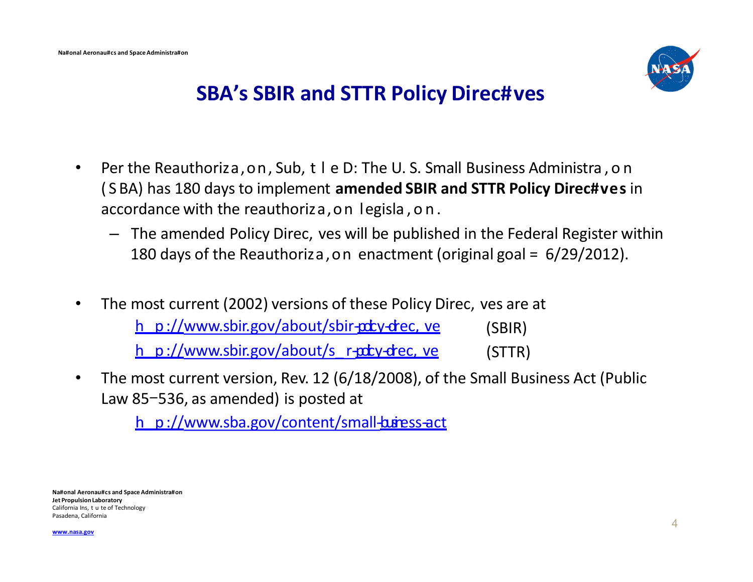## SBA's SBIR and STTR Policy Directives

- Per the Reauthorization, Subtitle D: The U. S. Small Business Administration (SBA) has 180 days to implement **amended SBIR and STTR Policy Directives** in accordance with the reauthorization legislation.
  - The amended Policy Directives will be published in the Federal Register within 180 days of the Reauthorization enactment (original goal = 6/29/2012).
- The most current (2002) versions of these Policy Directives are at
  - http://www.sbir.gov/about/sbir-policy-directive (SBIR)
  - http://www.sbir.gov/about/sttr-policy-directive (STTR)
- The most current version, Rev. 12 (6/18/2008), of the Small Business Act (Public Law 85–536, as amended) is posted at
  - http://www.sba.gov/content/small-business-act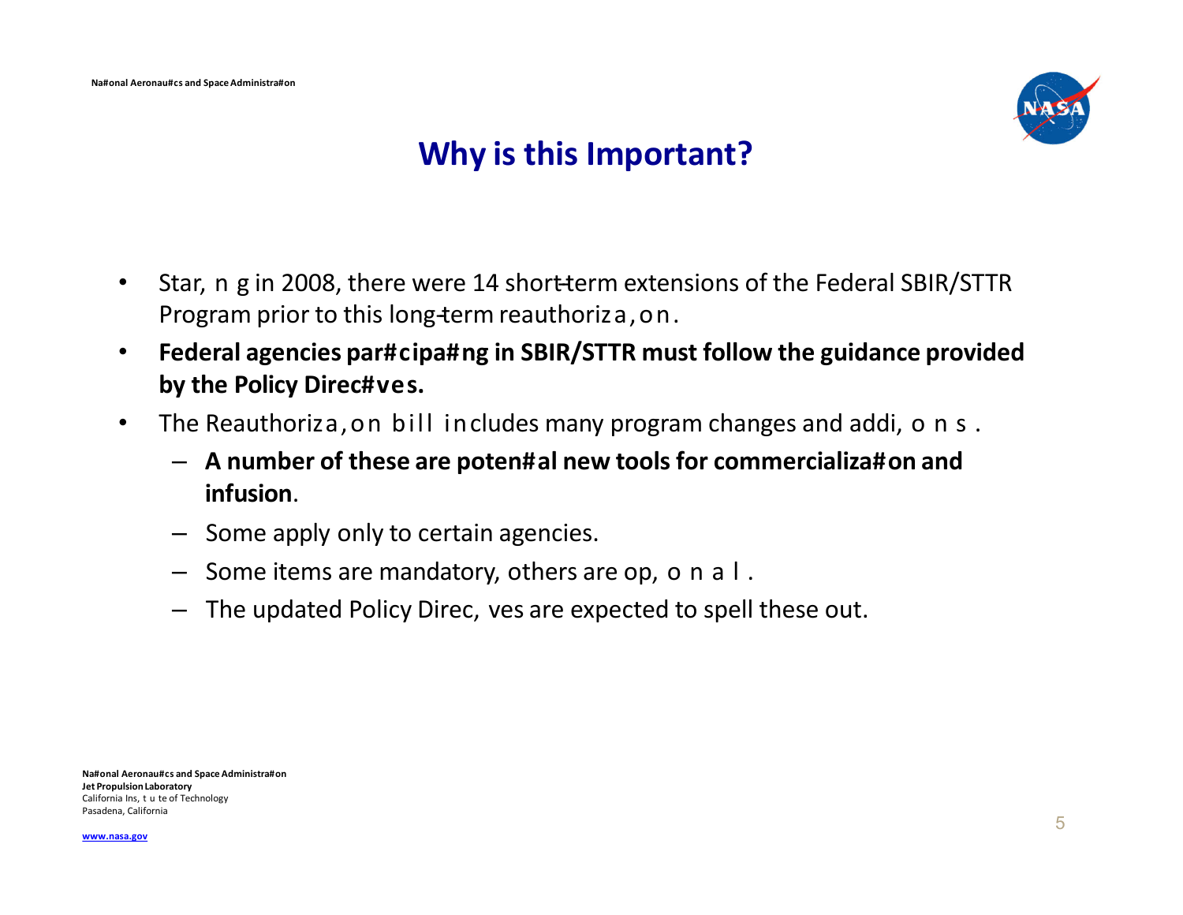# Why is this Important?

- Star, n g in 2008, there were 14 short-term extensions of the Federal SBIR/STTR Program prior to this long-term reauthoriza, on.
- **Federal agencies par#cipa#ng in SBIR/STTR must follow the guidance provided by the Policy Direc#ves.**
- The Reauthoriza, on bill includes many program changes and addi, o n s .
  - **A number of these are poten#al new tools for commercializa#on and infusion**.
  - Some apply only to certain agencies.
  - Some items are mandatory, others are op, o n a l .
  - The updated Policy Direc, ves are expected to spell these out.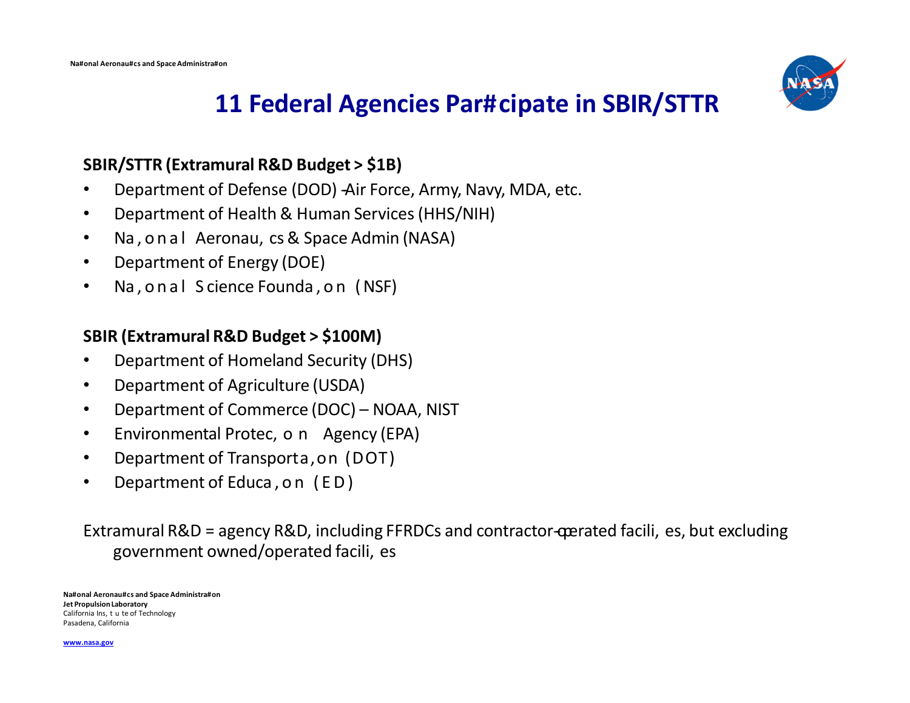# 11 Federal Agencies Participate in SBIR/STTR

**SBIR/STTR (Extramural R&D Budget > $1B)**

- Department of Defense (DOD) - Air Force, Army, Navy, MDA, etc.
- Department of Health & Human Services (HHS/NIH)
- National Aeronautics & Space Admin (NASA)
- Department of Energy (DOE)
- National Science Foundation (NSF)

**SBIR (Extramural R&D Budget > $100M)**

- Department of Homeland Security (DHS)
- Department of Agriculture (USDA)
- Department of Commerce (DOC) – NOAA, NIST
- Environmental Protection Agency (EPA)
- Department of Transportation (DOT)
- Department of Education (ED)

Extramural R&D = agency R&D, including FFRDCs and contractor-operated facilities, but excluding government owned/operated facilities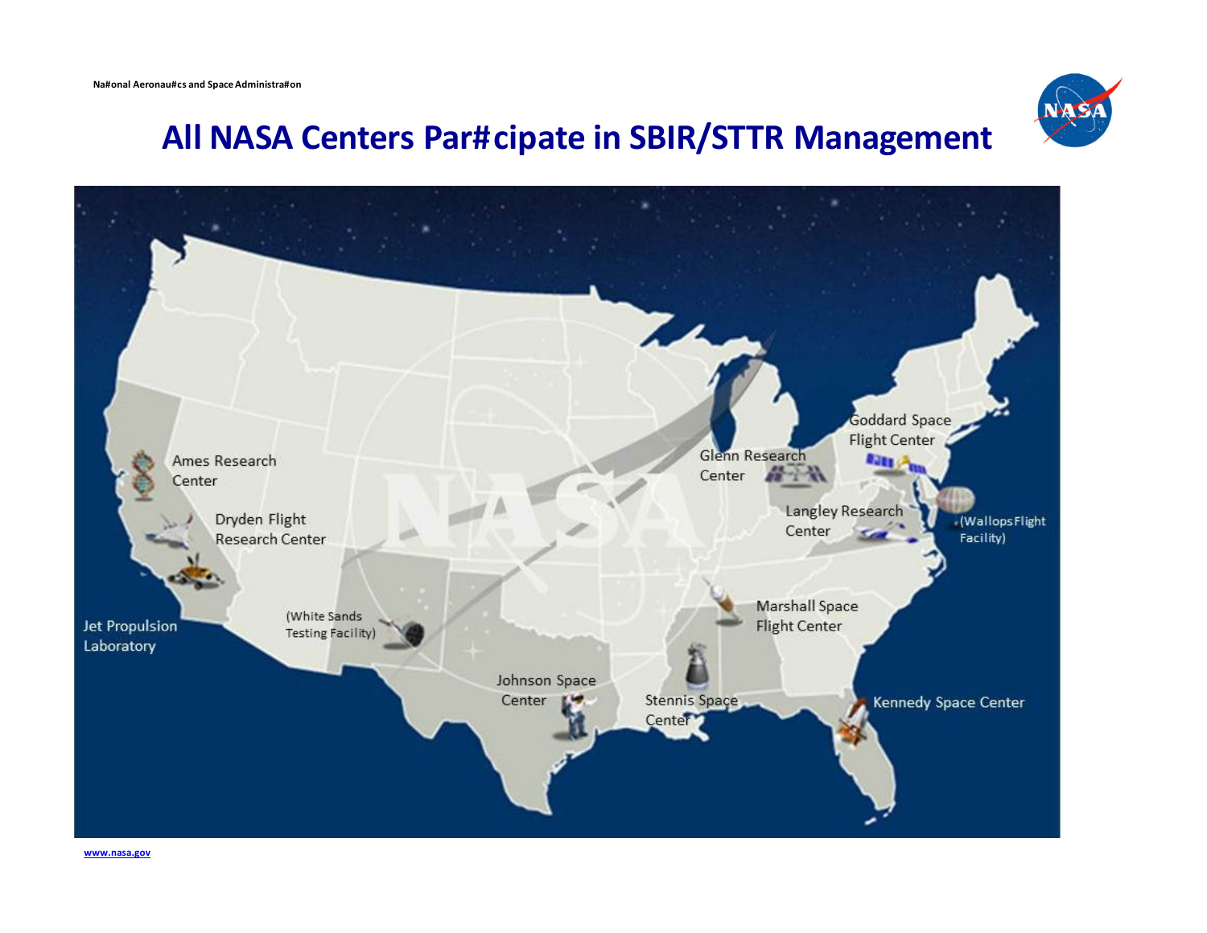# All NASA Centers Par#cipate in SBIR/STTR Management

Ames Research Center

Dryden Flight Research Center

Jet Propulsion Laboratory

(White Sands Testing Facility)

Johnson Space Center

Stennis Space Center

Marshall Space Flight Center

Kennedy Space Center

Glenn Research Center

Langley Research Center

Goddard Space Flight Center

(Wallops Flight Facility)

www.nasa.gov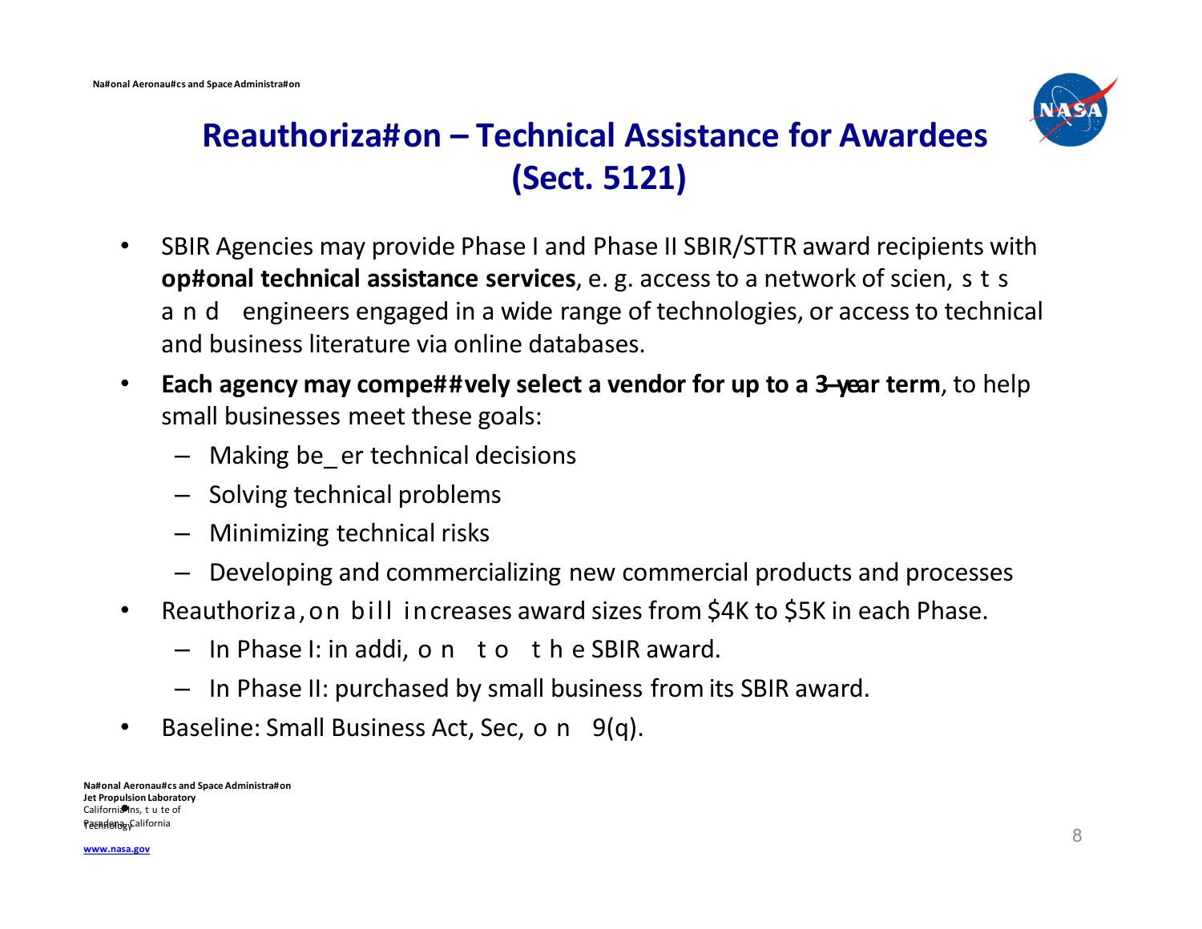# Reauthorization – Technical Assistance for Awardees (Sect. 5121)

- SBIR Agencies may provide Phase I and Phase II SBIR/STTR award recipients with **optional technical assistance services**, e. g. access to a network of scientists and engineers engaged in a wide range of technologies, or access to technical and business literature via online databases.
- **Each agency may competitively select a vendor for up to a 3-year term**, to help small businesses meet these goals:
  - Making better technical decisions
  - Solving technical problems
  - Minimizing technical risks
  - Developing and commercializing new commercial products and processes
- Reauthorization bill increases award sizes from $4K to $5K in each Phase.
  - In Phase I: in addition to the SBIR award.
  - In Phase II: purchased by small business from its SBIR award.
- Baseline: Small Business Act, Section 9(q).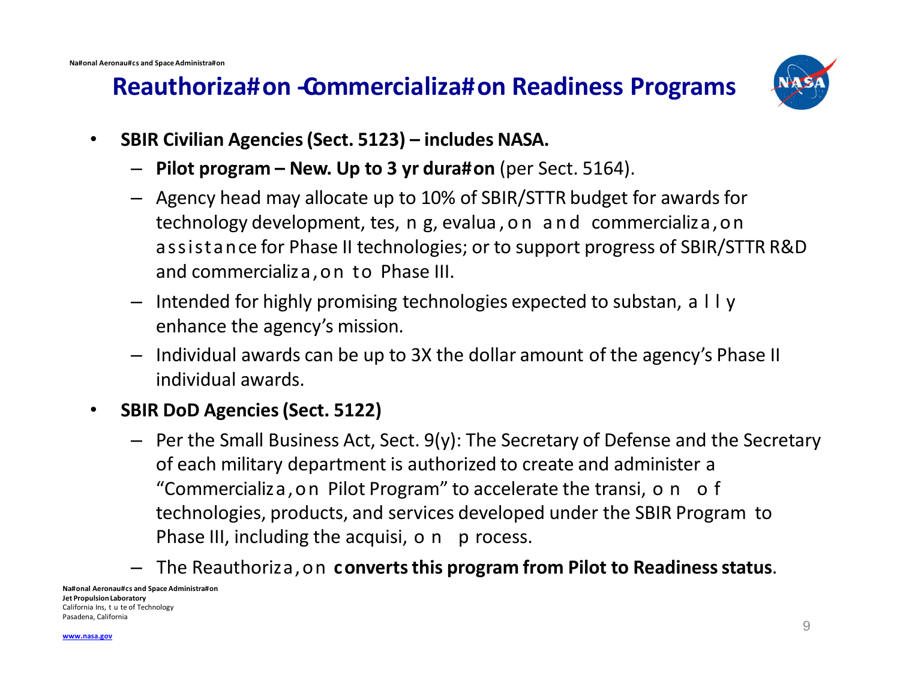## Reauthorization - Commercialization Readiness Programs

- **SBIR Civilian Agencies (Sect. 5123) – includes NASA.**
  - **Pilot program – New. Up to 3 yr duration** (per Sect. 5164).
  - Agency head may allocate up to 10% of SBIR/STTR budget for awards for technology development, testing, evaluation and commercialization assistance for Phase II technologies; or to support progress of SBIR/STTR R&D and commercialization to Phase III.
  - Intended for highly promising technologies expected to substantially enhance the agency's mission.
  - Individual awards can be up to 3X the dollar amount of the agency's Phase II individual awards.
- **SBIR DoD Agencies (Sect. 5122)**
  - Per the Small Business Act, Sect. 9(y): The Secretary of Defense and the Secretary of each military department is authorized to create and administer a "Commercialization Pilot Program" to accelerate the transition of technologies, products, and services developed under the SBIR Program to Phase III, including the acquisition process.
  - The Reauthorization **converts this program from Pilot to Readiness status**.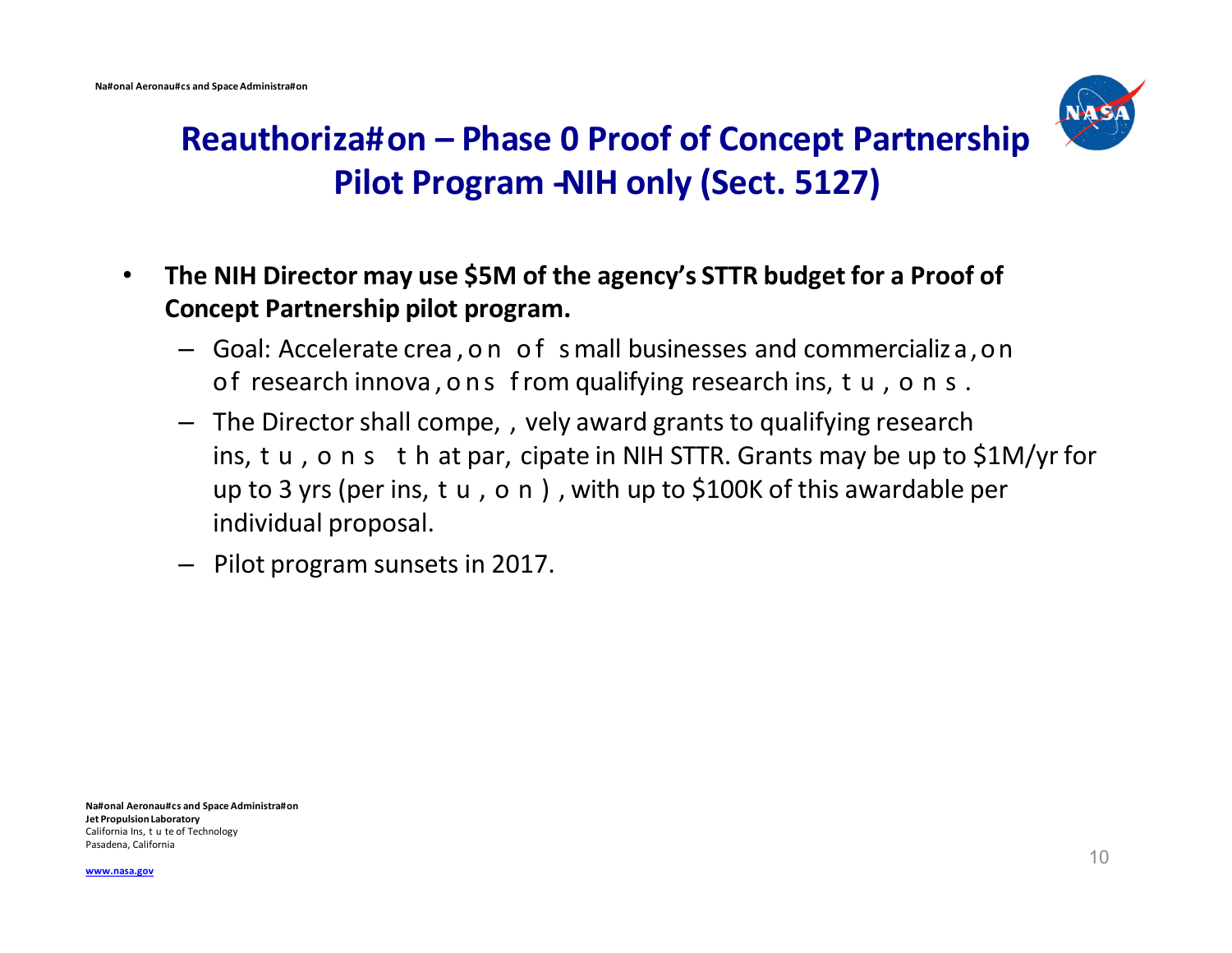# Reauthorization – Phase 0 Proof of Concept Partnership Pilot Program -NIH only (Sect. 5127)

- **The NIH Director may use $5M of the agency's STTR budget for a Proof of Concept Partnership pilot program.**
  - Goal: Accelerate creation of small businesses and commercialization of research innovations from qualifying research institutions.
  - The Director shall competitively award grants to qualifying research institutions that participate in NIH STTR. Grants may be up to $1M/yr for up to 3 yrs (per institution), with up to $100K of this awardable per individual proposal.
  - Pilot program sunsets in 2017.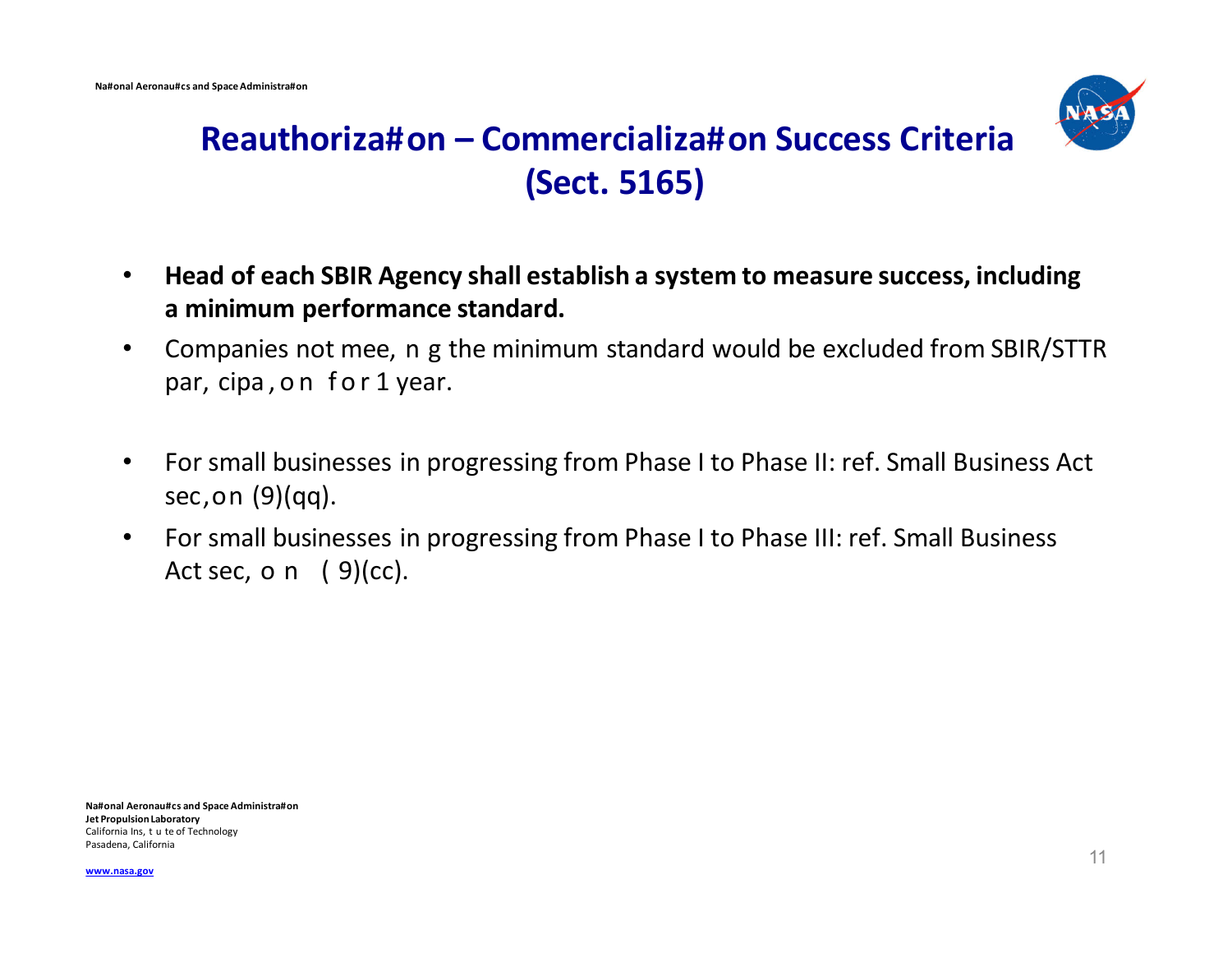# Reauthoriza#on – Commercializa#on Success Criteria (Sect. 5165)

- **Head of each SBIR Agency shall establish a system to measure success, including a minimum performance standard.**
- Companies not mee, n g the minimum standard would be excluded from SBIR/STTR par, cipa , o n f o r 1 year.

- For small businesses in progressing from Phase I to Phase II: ref. Small Business Act sec,on (9)(qq).
- For small businesses in progressing from Phase I to Phase III: ref. Small Business Act sec, o n ( 9)(cc).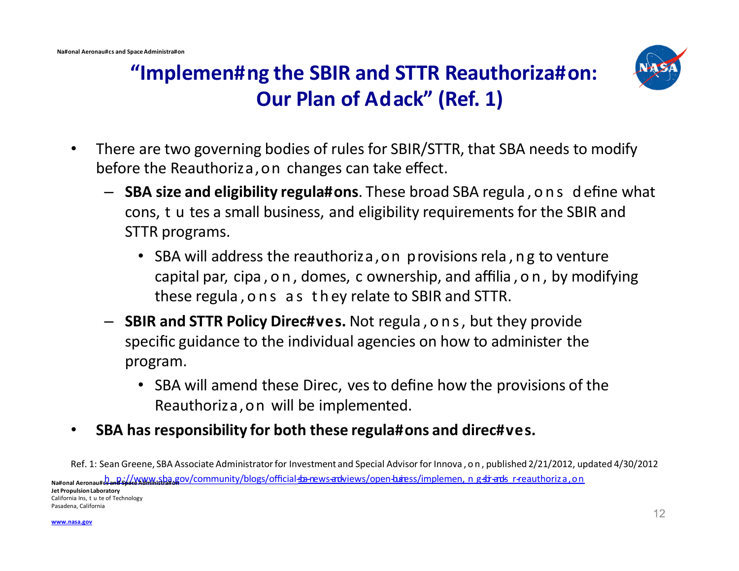# "Implementing the SBIR and STTR Reauthorization: Our Plan of Attack" (Ref. 1)

- There are two governing bodies of rules for SBIR/STTR, that SBA needs to modify before the Reauthorization changes can take effect.
  - **SBA size and eligibility regulations**. These broad SBA regulations define what constitutes a small business, and eligibility requirements for the SBIR and STTR programs.
    - SBA will address the reauthorization provisions relating to venture capital participation, domestic ownership, and affiliation, by modifying these regulations as they relate to SBIR and STTR.
  - **SBIR and STTR Policy Directives.** Not regulations, but they provide specific guidance to the individual agencies on how to administer the program.
    - SBA will amend these Directives to define how the provisions of the Reauthorization will be implemented.
- **SBA has responsibility for both these regulations and directives.**

Ref. 1: Sean Greene, SBA Associate Administrator for Investment and Special Advisor for Innovation, published 2/21/2012, updated 4/30/2012
http://www.sba.gov/community/blogs/official-sba-news-and-views/open-business/implementing-sbir-and-sttr-reauthorization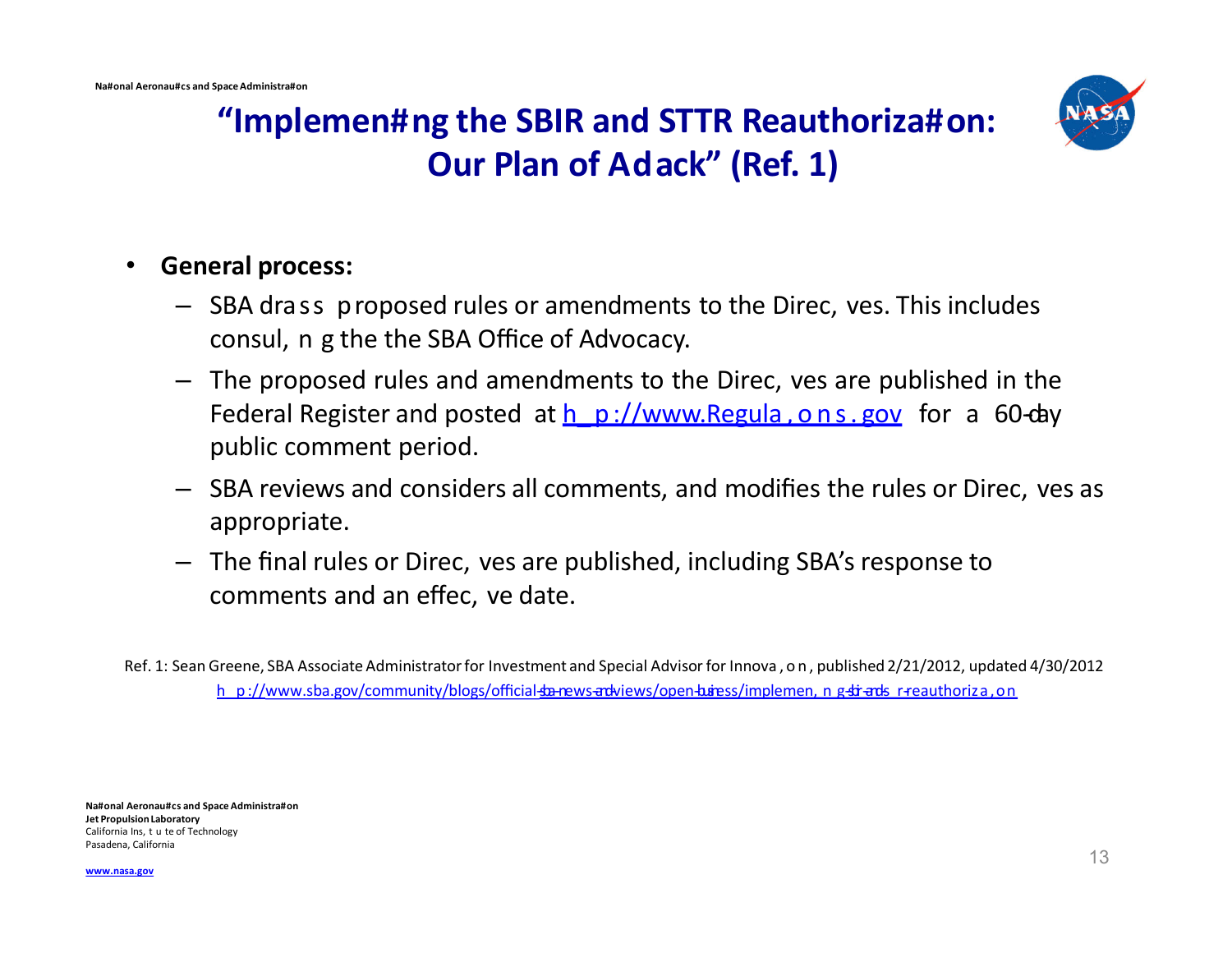# "Implemen#ng the SBIR and STTR Reauthoriza#on: Our Plan of Adack" (Ref. 1)

- **General process:**
  - SBA drass proposed rules or amendments to the Direc, ves. This includes consul, n g the the SBA Office of Advocacy.
  - The proposed rules and amendments to the Direc, ves are published in the Federal Register and posted at h_p://www.Regula,ons.gov for a 60-day public comment period.
  - SBA reviews and considers all comments, and modifies the rules or Direc, ves as appropriate.
  - The final rules or Direc, ves are published, including SBA's response to comments and an effec, ve date.

Ref. 1: Sean Greene, SBA Associate Administrator for Investment and Special Advisor for Innova,on, published 2/21/2012, updated 4/30/2012
h_p://www.sba.gov/community/blogs/official-sba-news-and-views/open-business/implemen,ng-sbir-and-sttr-reauthoriza,on

National Aeronau#cs and Space Administra#on
Jet Propulsion Laboratory
California Ins,tute of Technology
Pasadena, California

www.nasa.gov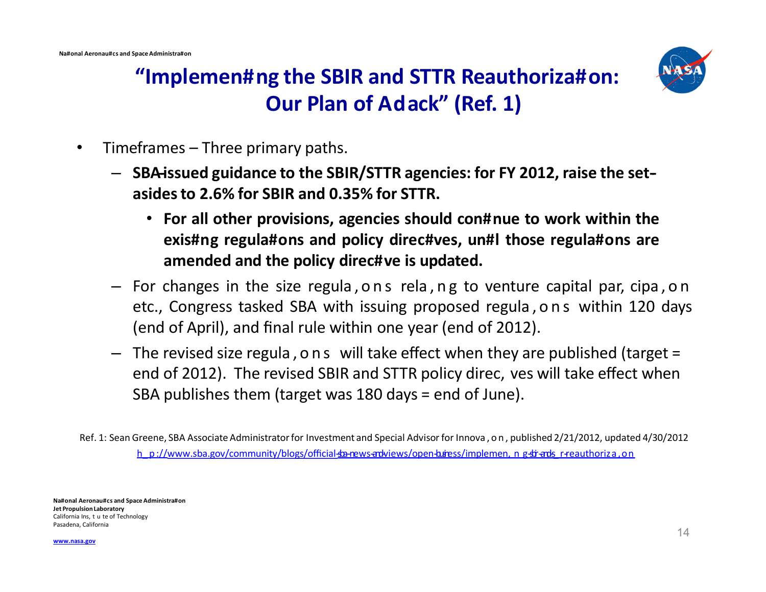# "Implementing the SBIR and STTR Reauthorization: Our Plan of Attack" (Ref. 1)

- Timeframes – Three primary paths.
  - **SBA-issued guidance to the SBIR/STTR agencies: for FY 2012, raise the set-asides to 2.6% for SBIR and 0.35% for STTR.**
    - **For all other provisions, agencies should continue to work within the existing regulations and policy directives, until those regulations are amended and the policy directive is updated.**
  - For changes in the size regulations relating to venture capital participation etc., Congress tasked SBA with issuing proposed regulations within 120 days (end of April), and final rule within one year (end of 2012).
  - The revised size regulations will take effect when they are published (target = end of 2012). The revised SBIR and STTR policy directives will take effect when SBA publishes them (target was 180 days = end of June).

Ref. 1: Sean Greene, SBA Associate Administrator for Investment and Special Advisor for Innovation, published 2/21/2012, updated 4/30/2012
http://www.sba.gov/community/blogs/official-sba-news-and-views/open-business/implementing-sbir-and-sttr-reauthorization

National Aeronautics and Space Administration
Jet Propulsion Laboratory
California Institute of Technology
Pasadena, California

www.nasa.gov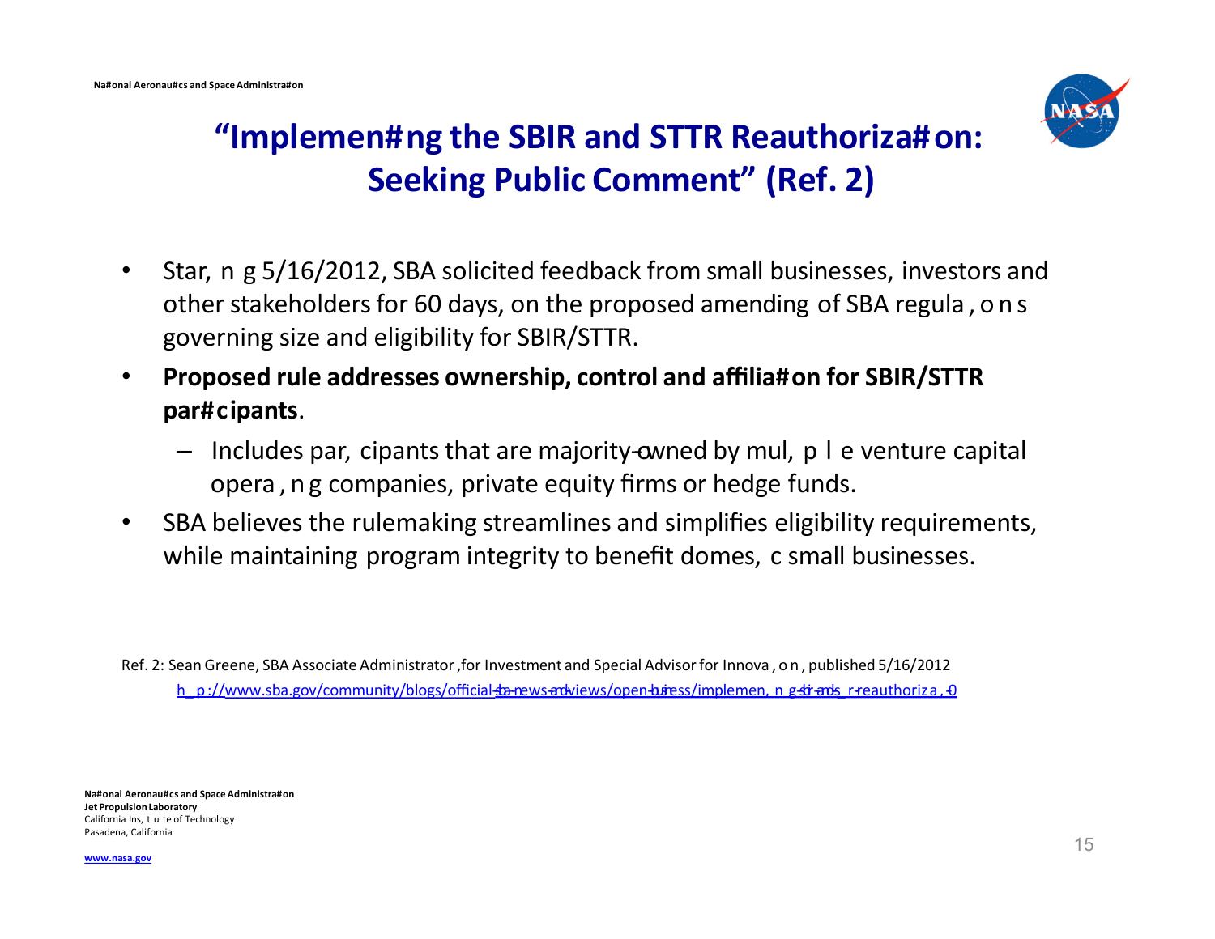# "Implementing the SBIR and STTR Reauthorization: Seeking Public Comment" (Ref. 2)

- Starting 5/16/2012, SBA solicited feedback from small businesses, investors and other stakeholders for 60 days, on the proposed amending of SBA regulations governing size and eligibility for SBIR/STTR.
- **Proposed rule addresses ownership, control and affiliation for SBIR/STTR participants**.
  - Includes participants that are majority-owned by multiple venture capital operating companies, private equity firms or hedge funds.
- SBA believes the rulemaking streamlines and simplifies eligibility requirements, while maintaining program integrity to benefit domestic small businesses.

Ref. 2: Sean Greene, SBA Associate Administrator for Investment and Special Advisor for Innovation, published 5/16/2012
http://www.sba.gov/community/blogs/official-sba-news-and-views/open-business/implementing-sbir-and-sttr-reauthorization-0

National Aeronautics and Space Administration
Jet Propulsion Laboratory
California Institute of Technology
Pasadena, California

www.nasa.gov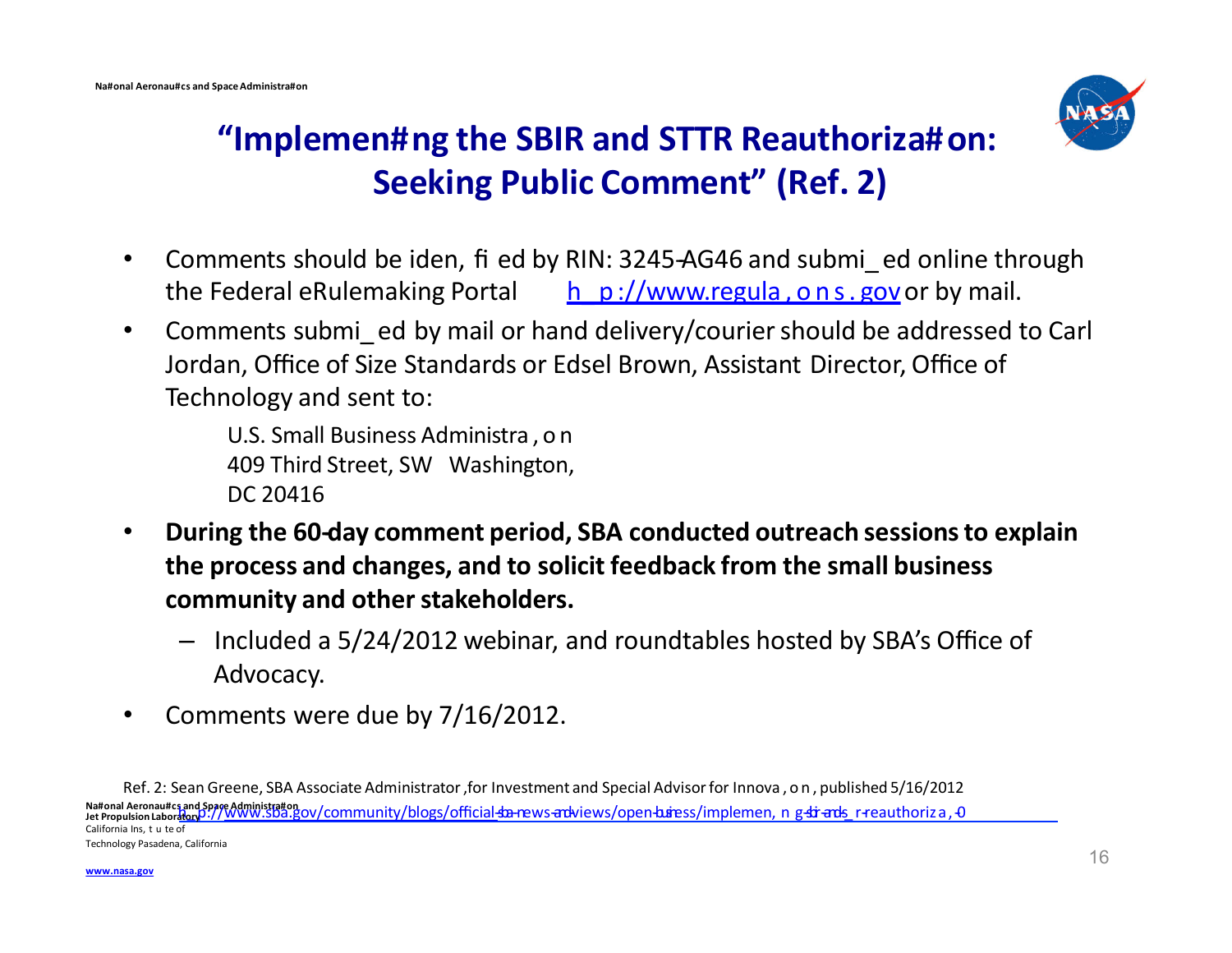# "Implemen#ng the SBIR and STTR Reauthoriza#on: Seeking Public Comment" (Ref. 2)

- Comments should be iden, fi ed by RIN: 3245-AG46 and submi_ed online through the Federal eRulemaking Portal h p://www.regula , o n s . gov or by mail.
- Comments submi_ed by mail or hand delivery/courier should be addressed to Carl Jordan, Office of Size Standards or Edsel Brown, Assistant Director, Office of Technology and sent to:

  U.S. Small Business Administra , o n
  409 Third Street, SW Washington,
  DC 20416

- **During the 60-day comment period, SBA conducted outreach sessions to explain the process and changes, and to solicit feedback from the small business community and other stakeholders.**
  - Included a 5/24/2012 webinar, and roundtables hosted by SBA's Office of Advocacy.
- Comments were due by 7/16/2012.

Ref. 2: Sean Greene, SBA Associate Administrator ,for Investment and Special Advisor for Innova , o n , published 5/16/2012 h p://www.sba.gov/community/blogs/official-sba-news-and-views/open-business/implemen, n g-sbir-and-sttr-reauthoriza , 0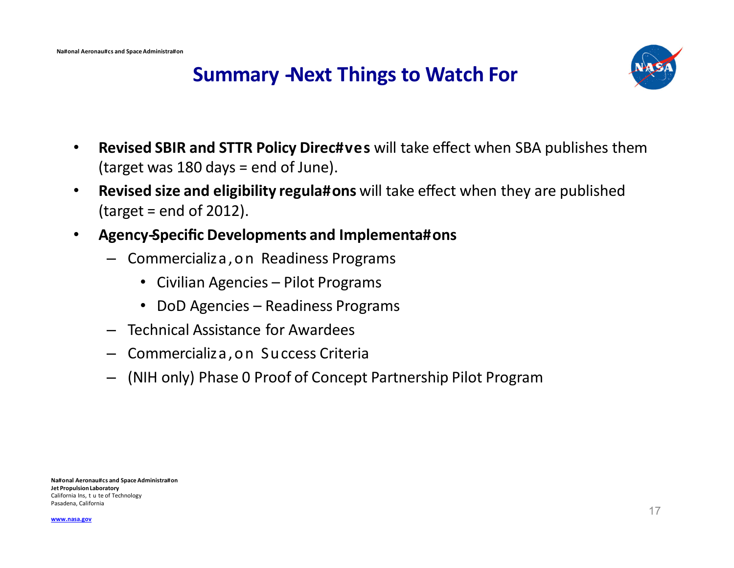## Summary - Next Things to Watch For

- **Revised SBIR and STTR Policy Directives** will take effect when SBA publishes them (target was 180 days = end of June).
- **Revised size and eligibility regulations** will take effect when they are published (target = end of 2012).
- **Agency-Specific Developments and Implementations**
  - Commercialization Readiness Programs
    - Civilian Agencies – Pilot Programs
    - DoD Agencies – Readiness Programs
  - Technical Assistance for Awardees
  - Commercialization Success Criteria
  - (NIH only) Phase 0 Proof of Concept Partnership Pilot Program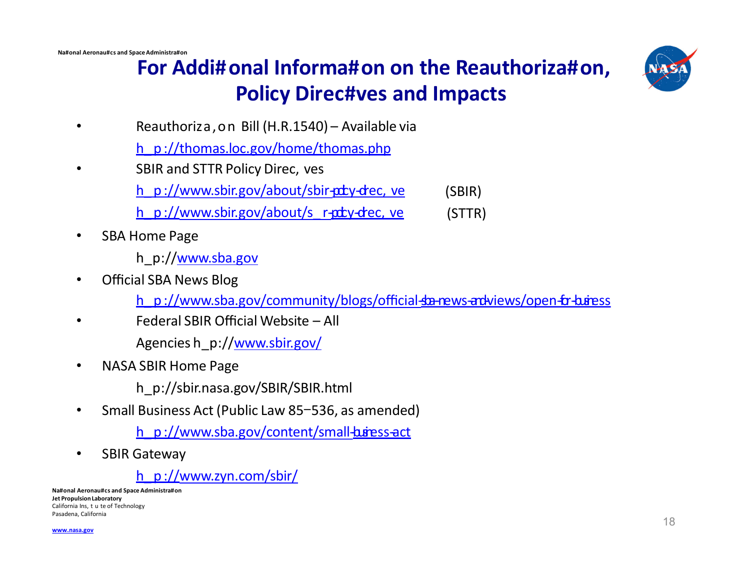# For Addi#onal Informa#on on the Reauthoriza#on, Policy Direc#ves and Impacts

- Reauthoriza , on Bill (H.R.1540) – Available via
  h_p://thomas.loc.gov/home/thomas.php
- SBIR and STTR Policy Direc, ves
  h_p://www.sbir.gov/about/sbir-pocy-drec, ve (SBIR)
  h_p://www.sbir.gov/about/s_r-pocy-drec, ve (STTR)
- SBA Home Page
  h_p://www.sba.gov
- Official SBA News Blog
  h_p://www.sba.gov/community/blogs/official-sba-news-and-views/open-for-business
- Federal SBIR Official Website – All Agencies h_p://www.sbir.gov/
- NASA SBIR Home Page
  h_p://sbir.nasa.gov/SBIR/SBIR.html
- Small Business Act (Public Law 85−536, as amended)
  h_p://www.sba.gov/content/small-business-act
- SBIR Gateway
  h_p://www.zyn.com/sbir/

**Na#onal Aeronau#cs and Space Administra#on**
**Jet Propulsion Laboratory**
California Ins, t u te of Technology
Pasadena, California

www.nasa.gov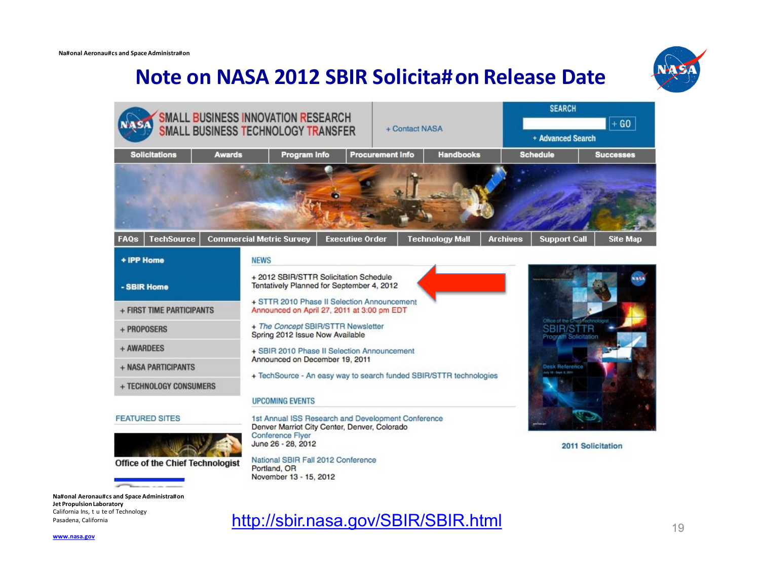# Note on NASA 2012 SBIR Solicitation Release Date

SMALL BUSINESS INNOVATION RESEARCH
SMALL BUSINESS TECHNOLOGY TRANSFER

+ Contact NASA

SEARCH

+ GO

+ Advanced Search

Solicitations | Awards | Program Info | Procurement Info | Handbooks | Schedule | Successes

FAQs | TechSource | Commercial Metric Survey | Executive Order | Technology Mall | Archives | Support Call | Site Map

+ IPP Home

- SBIR Home

+ FIRST TIME PARTICIPANTS

+ PROPOSERS

+ AWARDEES

+ NASA PARTICIPANTS

+ TECHNOLOGY CONSUMERS

FEATURED SITES

Office of the Chief Technologist

NEWS

+ 2012 SBIR/STTR Solicitation Schedule
Tentatively Planned for September 4, 2012

+ STTR 2010 Phase II Selection Announcement
Announced on April 27, 2011 at 3:00 pm EDT

+ *The Concept* SBIR/STTR Newsletter
Spring 2012 Issue Now Available

+ SBIR 2010 Phase II Selection Announcement
Announced on December 19, 2011

+ TechSource - An easy way to search funded SBIR/STTR technologies

UPCOMING EVENTS

1st Annual ISS Research and Development Conference
Denver Marriot City Center, Denver, Colorado
Conference Flyer
June 26 - 28, 2012

National SBIR Fall 2012 Conference
Portland, OR
November 13 - 15, 2012

2011 Solicitation

http://sbir.nasa.gov/SBIR/SBIR.html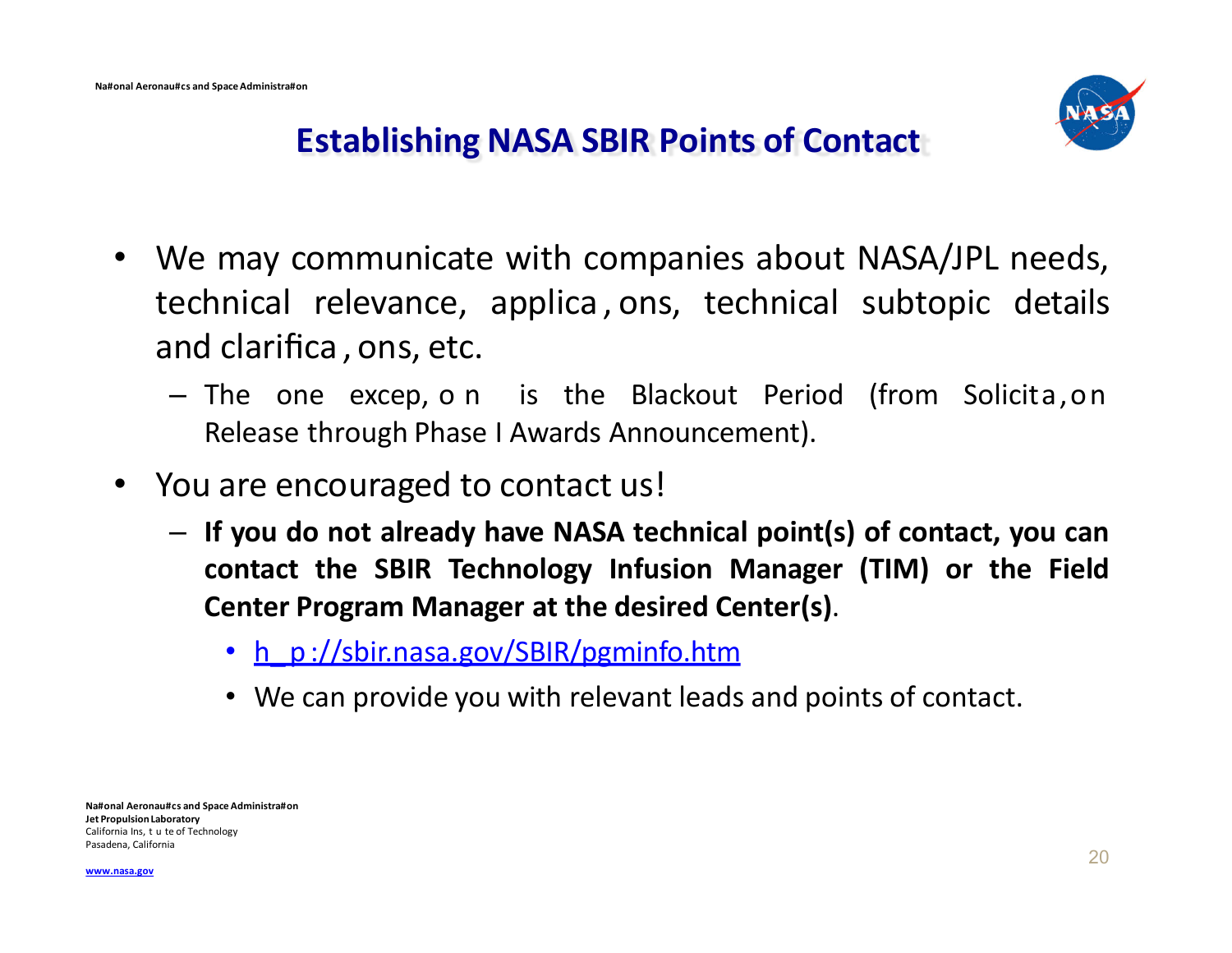# Establishing NASA SBIR Points of Contact

- We may communicate with companies about NASA/JPL needs, technical relevance, applica , ons, technical subtopic details and clarifica , ons, etc.
  - The one excep, o n is the Blackout Period (from Solicita , o n Release through Phase I Awards Announcement).
- You are encouraged to contact us!
  - **If you do not already have NASA technical point(s) of contact, you can contact the SBIR Technology Infusion Manager (TIM) or the Field Center Program Manager at the desired Center(s)**.
    - h_p://sbir.nasa.gov/SBIR/pgminfo.htm
    - We can provide you with relevant leads and points of contact.

**Na#onal Aeronau#cs and Space Administra#on**
**Jet Propulsion Laboratory**
California Ins, t u te of Technology
Pasadena, California

www.nasa.gov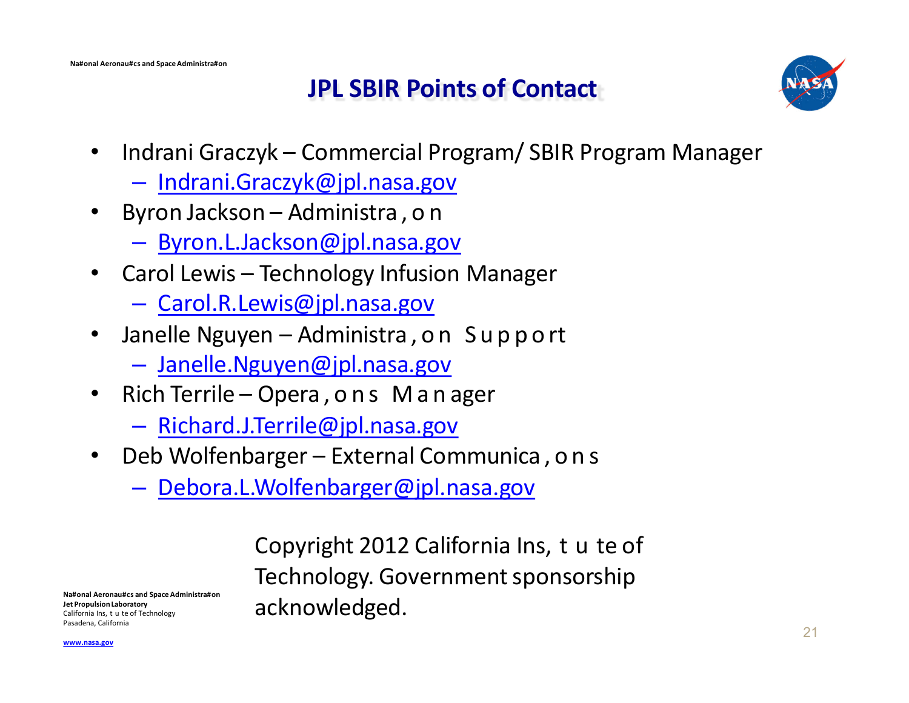# JPL SBIR Points of Contact

- Indrani Graczyk – Commercial Program/ SBIR Program Manager
  - Indrani.Graczyk@jpl.nasa.gov
- Byron Jackson – Administra , o n
  - Byron.L.Jackson@jpl.nasa.gov
- Carol Lewis – Technology Infusion Manager
  - Carol.R.Lewis@jpl.nasa.gov
- Janelle Nguyen – Administra , o n S u p p o rt
  - Janelle.Nguyen@jpl.nasa.gov
- Rich Terrile – Opera , o n s M a n ager
  - Richard.J.Terrile@jpl.nasa.gov
- Deb Wolfenbarger – External Communica , o n s
  - Debora.L.Wolfenbarger@jpl.nasa.gov

Copyright 2012 California Ins, t u te of Technology. Government sponsorship acknowledged.

Na#onal Aeronau#cs and Space Administra#on
**Jet Propulsion Laboratory**
California Ins, t u te of Technology
Pasadena, California

www.nasa.gov